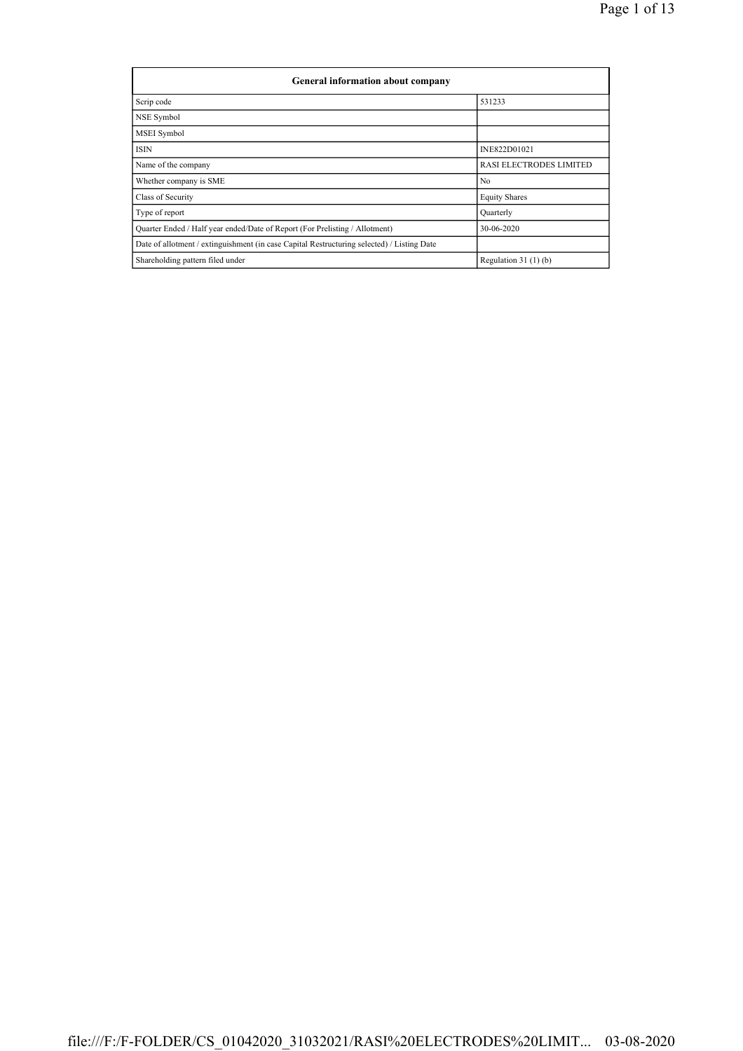| General information about company | |
|---|---|
| Scrip code | 531233 |
| NSE Symbol | |
| MSEI Symbol | |
| ISIN | INE822D01021 |
| Name of the company | RASI ELECTRODES LIMITED |
| Whether company is SME | No |
| Class of Security | Equity Shares |
| Type of report | Quarterly |
| Quarter Ended / Half year ended/Date of Report (For Prelisting / Allotment) | 30-06-2020 |
| Date of allotment / extinguishment (in case Capital Restructuring selected) / Listing Date | |
| Shareholding pattern filed under | Regulation 31 (1) (b) |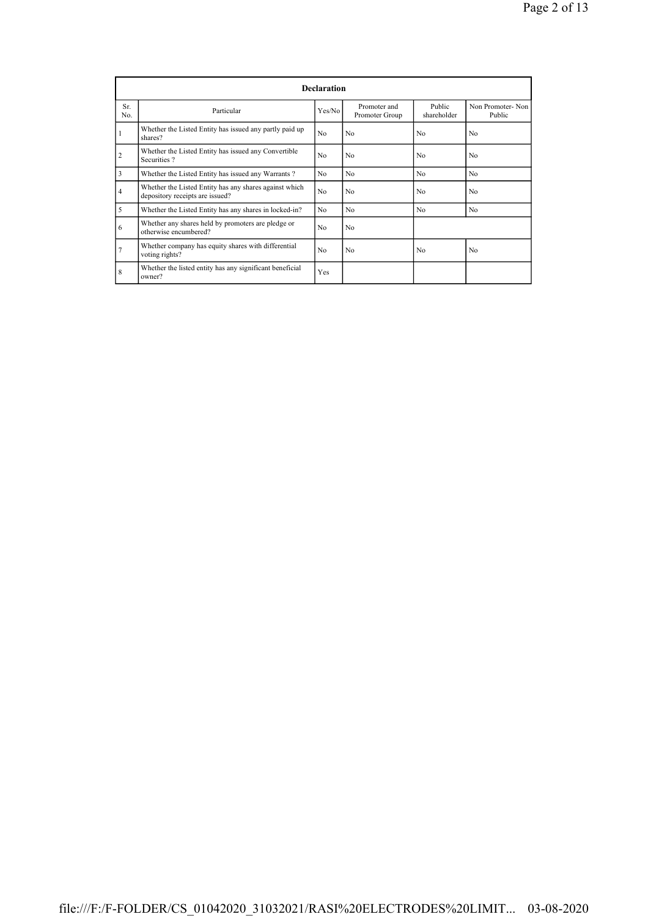| Declaration | | | | | |
|---|---|---|---|---|---|
| Sr. No. | Particular | Yes/No | Promoter and Promoter Group | Public shareholder | Non Promoter- Non Public |
| 1 | Whether the Listed Entity has issued any partly paid up shares? | No | No | No | No |
| 2 | Whether the Listed Entity has issued any Convertible Securities ? | No | No | No | No |
| 3 | Whether the Listed Entity has issued any Warrants ? | No | No | No | No |
| 4 | Whether the Listed Entity has any shares against which depository receipts are issued? | No | No | No | No |
| 5 | Whether the Listed Entity has any shares in locked-in? | No | No | No | No |
| 6 | Whether any shares held by promoters are pledge or otherwise encumbered? | No | No | | |
| 7 | Whether company has equity shares with differential voting rights? | No | No | No | No |
| 8 | Whether the listed entity has any significant beneficial owner? | Yes | | | |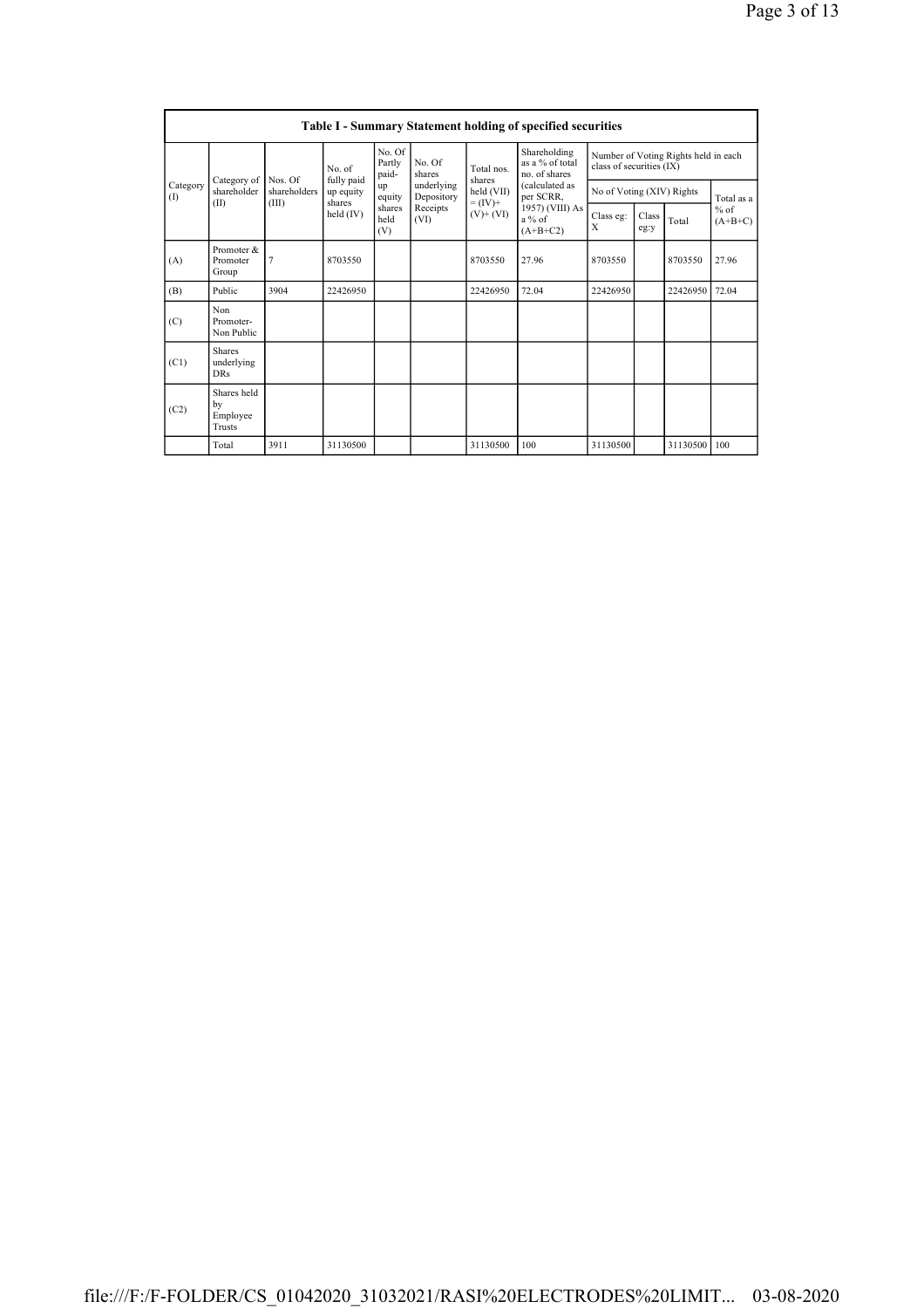## Table I - Summary Statement holding of specified securities

| Category (I) | Category of shareholder (II) | Nos. Of shareholders (III) | No. of fully paid up equity shares held (IV) | No. Of Partly paid-up equity shares held (V) | No. Of shares underlying Depository Receipts (VI) | Total nos. shares held (VII) = (IV)+ (V)+ (VI) | Shareholding as a % of total no. of shares (calculated as per SCRR, 1957) (VIII) As a % of (A+B+C2) | Number of Voting Rights held in each class of securities (IX) | | | |
|---|---|---|---|---|---|---|---|---|---|---|---|
| | | | | | | | | No of Voting (XIV) Rights | | | Total as a % of (A+B+C) |
| | | | | | | | | Class eg: X | Class eg:y | Total | |
| (A) | Promoter & Promoter Group | 7 | 8703550 | | | 8703550 | 27.96 | 8703550 | | 8703550 | 27.96 |
| (B) | Public | 3904 | 22426950 | | | 22426950 | 72.04 | 22426950 | | 22426950 | 72.04 |
| (C) | Non Promoter- Non Public | | | | | | | | | | |
| (C1) | Shares underlying DRs | | | | | | | | | | |
| (C2) | Shares held by Employee Trusts | | | | | | | | | | |
| | Total | 3911 | 31130500 | | | 31130500 | 100 | 31130500 | | 31130500 | 100 |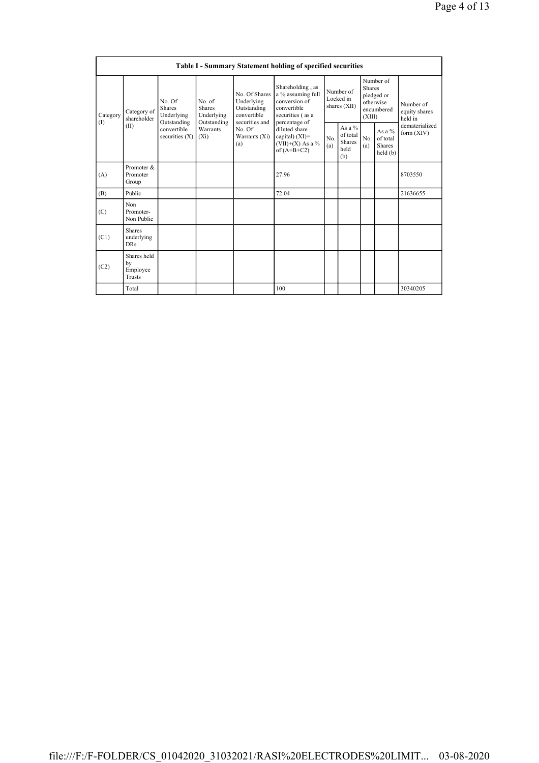Table I - Summary Statement holding of specified securities

| Category (I) | Category of shareholder (II) | No. Of Shares Underlying Outstanding convertible securities (X) | No. of Shares Underlying Outstanding Warrants (Xi) | No. Of Shares Underlying Outstanding convertible securities and No. Of Warrants (Xi) (a) | Shareholding , as a % assuming full conversion of convertible securities ( as a percentage of diluted share capital) (XI)= (VII)+(X) As a % of (A+B+C2) | Number of Locked in shares (XII) | | Number of Shares pledged or otherwise encumbered (XIII) | | Number of equity shares held in dematerialized form (XIV) |
|---|---|---|---|---|---|---|---|---|---|---|
| | | | | | | No. (a) | As a % of total Shares held (b) | No. (a) | As a % of total Shares held (b) | |
| (A) | Promoter & Promoter Group | | | | 27.96 | | | | | 8703550 |
| (B) | Public | | | | 72.04 | | | | | 21636655 |
| (C) | Non Promoter- Non Public | | | | | | | | | |
| (C1) | Shares underlying DRs | | | | | | | | | |
| (C2) | Shares held by Employee Trusts | | | | | | | | | |
| | Total | | | | 100 | | | | | 30340205 |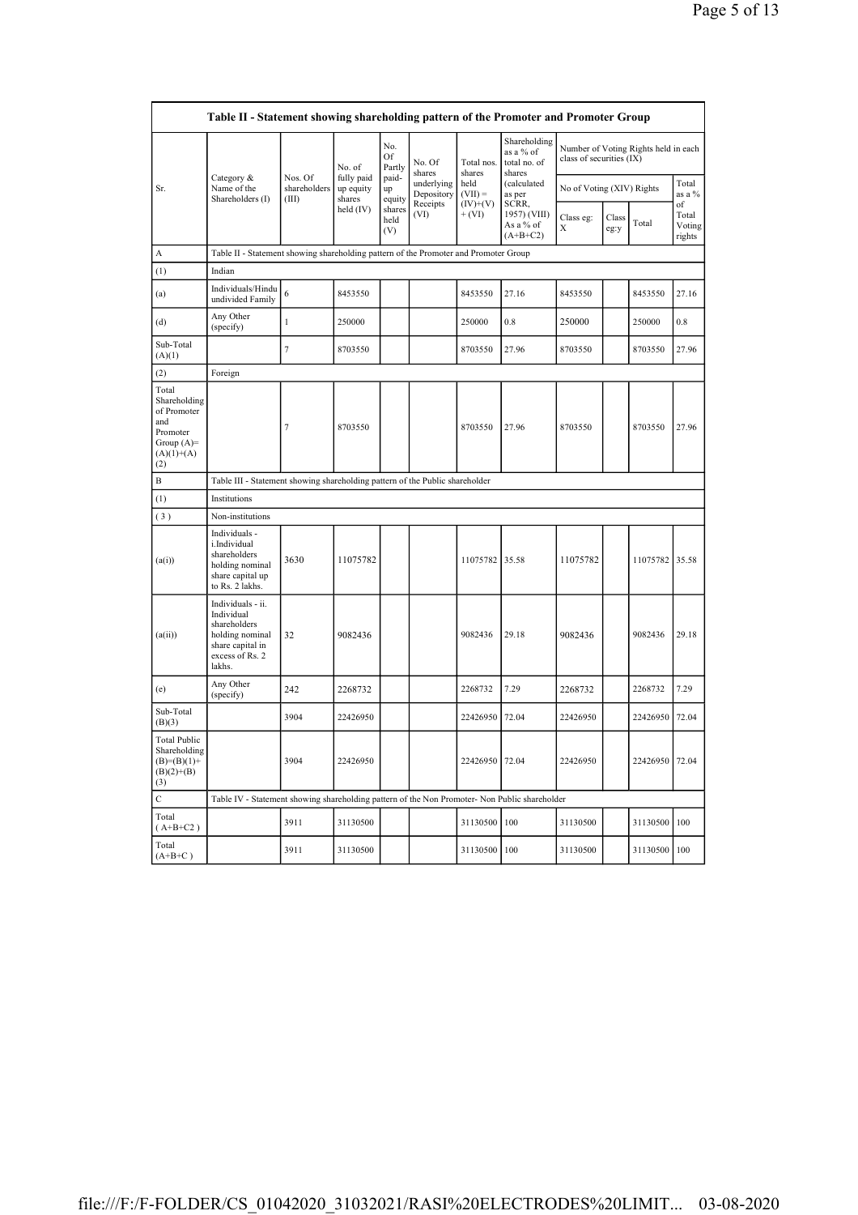| Table II - Statement showing shareholding pattern of the Promoter and Promoter Group | | | | | | | | | | | | |
|---|---|---|---|---|---|---|---|---|---|---|---|---|
| Sr. | Category & Name of the Shareholders (I) | Nos. Of shareholders (III) | No. of fully paid up equity shares held (IV) | No. Of Partly paid-up equity shares held (V) | No. Of shares underlying Depository Receipts (VI) | Total nos. shares held (VII) = (IV)+(V)+ (VI) | Shareholding as a % of total no. of shares (calculated as per SCRR, 1957) (VIII) As a % of (A+B+C2) | Number of Voting Rights held in each class of securities (IX) | | | |
| | | | | | | | | No of Voting (XIV) Rights | | | Total as a % of Total Voting rights |
| | | | | | | | | Class eg: X | Class eg:y | Total | |
| A | Table II - Statement showing shareholding pattern of the Promoter and Promoter Group | | | | | | | | | | |
| (1) | Indian | | | | | | | | | | |
| (a) | Individuals/Hindu undivided Family | 6 | 8453550 | | | 8453550 | 27.16 | 8453550 | | 8453550 | 27.16 |
| (d) | Any Other (specify) | 1 | 250000 | | | 250000 | 0.8 | 250000 | | 250000 | 0.8 |
| Sub-Total (A)(1) | | 7 | 8703550 | | | 8703550 | 27.96 | 8703550 | | 8703550 | 27.96 |
| (2) | Foreign | | | | | | | | | | |
| Total Shareholding of Promoter and Promoter Group (A)= (A)(1)+(A)(2) | | 7 | 8703550 | | | 8703550 | 27.96 | 8703550 | | 8703550 | 27.96 |
| B | Table III - Statement showing shareholding pattern of the Public shareholder | | | | | | | | | | |
| (1) | Institutions | | | | | | | | | | |
| (3) | Non-institutions | | | | | | | | | | |
| (a(i)) | Individuals - i.Individual shareholders holding nominal share capital up to Rs. 2 lakhs. | 3630 | 11075782 | | | 11075782 | 35.58 | 11075782 | | 11075782 | 35.58 |
| (a(ii)) | Individuals - ii. Individual shareholders holding nominal share capital in excess of Rs. 2 lakhs. | 32 | 9082436 | | | 9082436 | 29.18 | 9082436 | | 9082436 | 29.18 |
| (e) | Any Other (specify) | 242 | 2268732 | | | 2268732 | 7.29 | 2268732 | | 2268732 | 7.29 |
| Sub-Total (B)(3) | | 3904 | 22426950 | | | 22426950 | 72.04 | 22426950 | | 22426950 | 72.04 |
| Total Public Shareholding (B)=(B)(1)+(B)(2)+(B)(3) | | 3904 | 22426950 | | | 22426950 | 72.04 | 22426950 | | 22426950 | 72.04 |
| C | Table IV - Statement showing shareholding pattern of the Non Promoter- Non Public shareholder | | | | | | | | | | |
| Total ( A+B+C2 ) | | 3911 | 31130500 | | | 31130500 | 100 | 31130500 | | 31130500 | 100 |
| Total (A+B+C ) | | 3911 | 31130500 | | | 31130500 | 100 | 31130500 | | 31130500 | 100 |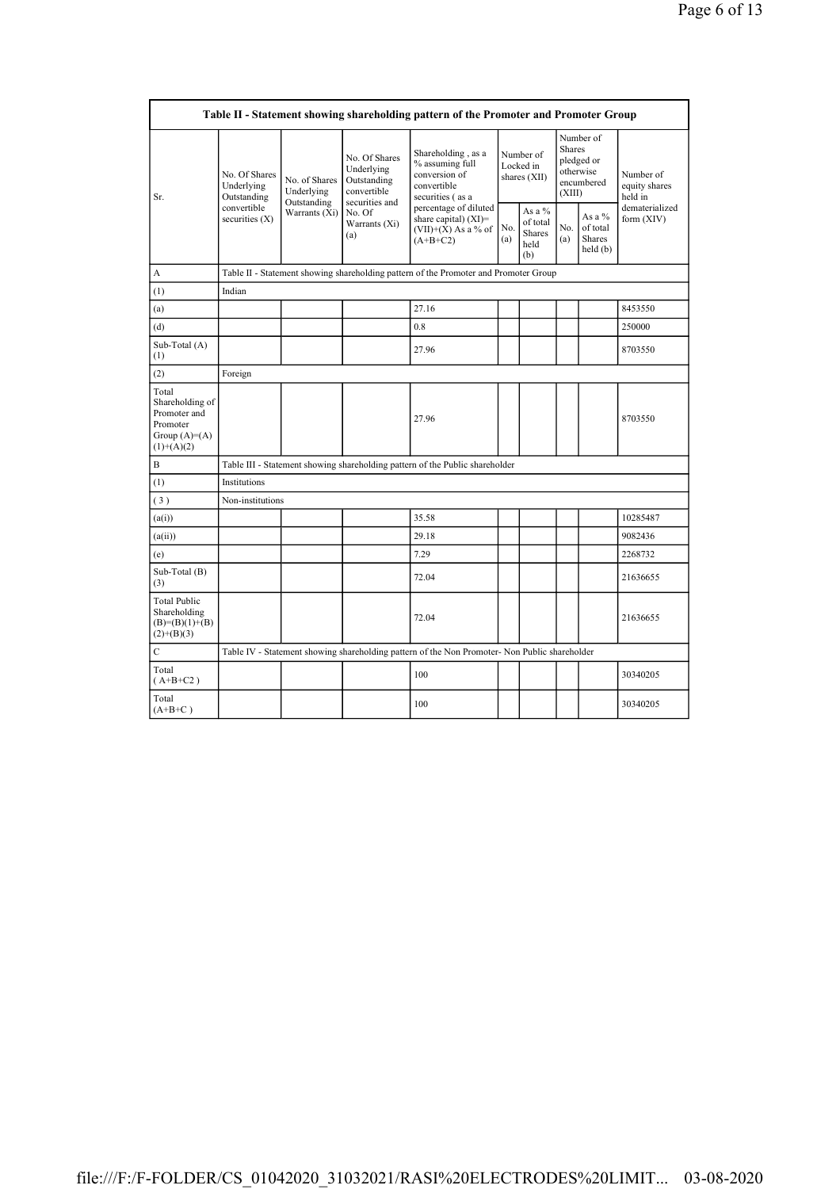| Table II - Statement showing shareholding pattern of the Promoter and Promoter Group | | | | | | | | | |
|---|---|---|---|---|---|---|---|---|---|
| Sr. | No. Of Shares Underlying Outstanding convertible securities (X) | No. of Shares Underlying Outstanding Warrants (Xi) | No. Of Shares Underlying Outstanding convertible securities and No. Of Warrants (Xi) (a) | Shareholding , as a % assuming full conversion of convertible securities ( as a percentage of diluted share capital) (XI)= (VII)+(X) As a % of (A+B+C2) | Number of Locked in shares (XII) | | Number of Shares pledged or otherwise encumbered (XIII) | | Number of equity shares held in dematerialized form (XIV) |
| | | | | | No. (a) | As a % of total Shares held (b) | No. (a) | As a % of total Shares held (b) | |
| A | Table II - Statement showing shareholding pattern of the Promoter and Promoter Group | | | | | | | | |
| (1) | Indian | | | | | | | | |
| (a) | | | | 27.16 | | | | | 8453550 |
| (d) | | | | 0.8 | | | | | 250000 |
| Sub-Total (A) (1) | | | | 27.96 | | | | | 8703550 |
| (2) | Foreign | | | | | | | | |
| Total Shareholding of Promoter and Promoter Group (A)=(A)(1)+(A)(2) | | | | 27.96 | | | | | 8703550 |
| B | Table III - Statement showing shareholding pattern of the Public shareholder | | | | | | | | |
| (1) | Institutions | | | | | | | | |
| ( 3 ) | Non-institutions | | | | | | | | |
| (a(i)) | | | | 35.58 | | | | | 10285487 |
| (a(ii)) | | | | 29.18 | | | | | 9082436 |
| (e) | | | | 7.29 | | | | | 2268732 |
| Sub-Total (B) (3) | | | | 72.04 | | | | | 21636655 |
| Total Public Shareholding (B)=(B)(1)+(B)(2)+(B)(3) | | | | 72.04 | | | | | 21636655 |
| C | Table IV - Statement showing shareholding pattern of the Non Promoter- Non Public shareholder | | | | | | | | |
| Total ( A+B+C2 ) | | | | 100 | | | | | 30340205 |
| Total (A+B+C ) | | | | 100 | | | | | 30340205 |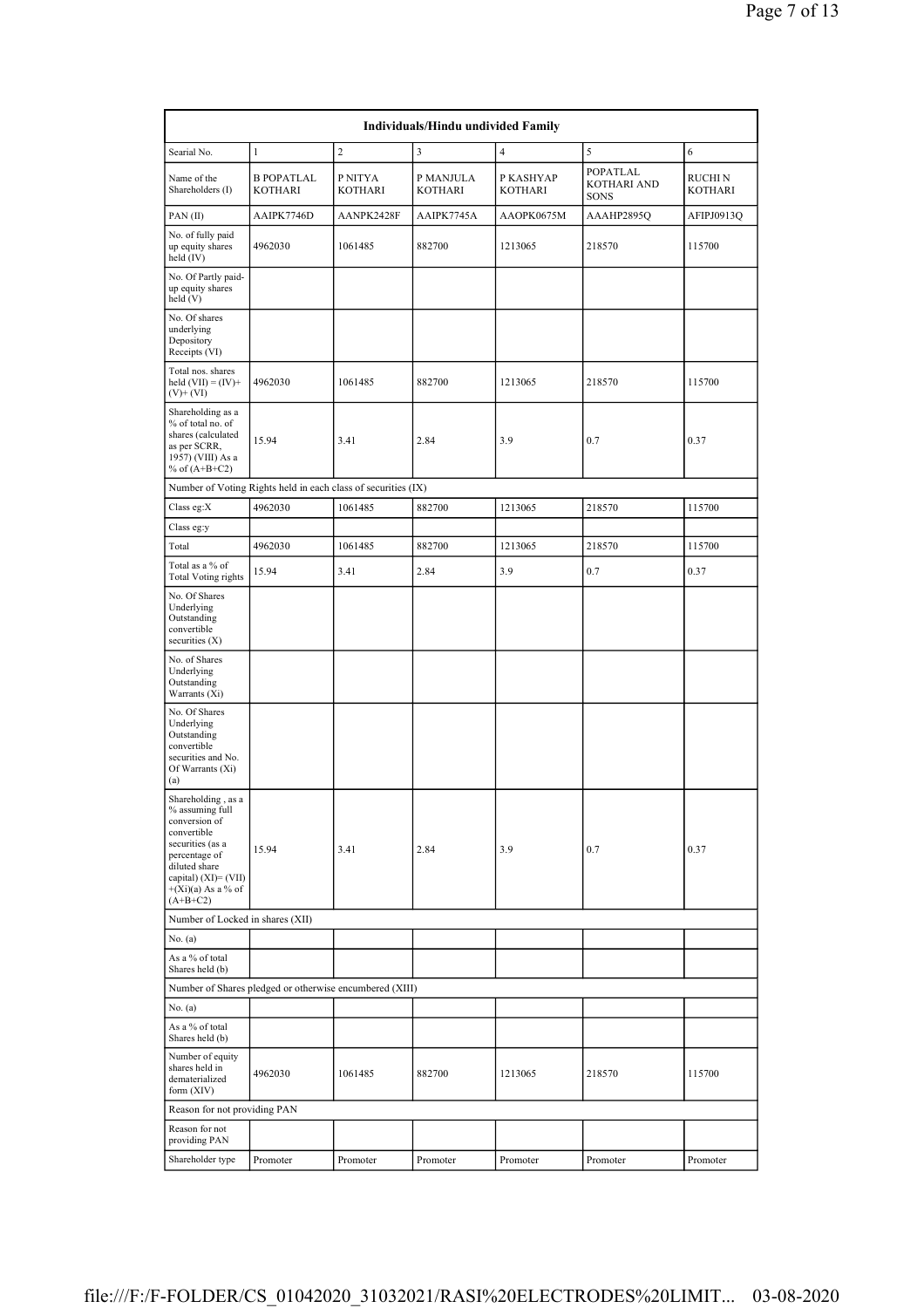| Individuals/Hindu undivided Family | | | | | | |
|---|---|---|---|---|---|---|
| Searial No. | 1 | 2 | 3 | 4 | 5 | 6 |
| Name of the Shareholders (I) | B POPATLAL KOTHARI | P NITYA KOTHARI | P MANJULA KOTHARI | P KASHYAP KOTHARI | POPATLAL KOTHARI AND SONS | RUCHI N KOTHARI |
| PAN (II) | AAIPK7746D | AANPK2428F | AAIPK7745A | AAOPK0675M | AAAHP2895Q | AFIPJ0913Q |
| No. of fully paid up equity shares held (IV) | 4962030 | 1061485 | 882700 | 1213065 | 218570 | 115700 |
| No. Of Partly paid-up equity shares held (V) | | | | | | |
| No. Of shares underlying Depository Receipts (VI) | | | | | | |
| Total nos. shares held (VII) = (IV)+ (V)+ (VI) | 4962030 | 1061485 | 882700 | 1213065 | 218570 | 115700 |
| Shareholding as a % of total no. of shares (calculated as per SCRR, 1957) (VIII) As a % of (A+B+C2) | 15.94 | 3.41 | 2.84 | 3.9 | 0.7 | 0.37 |
| Number of Voting Rights held in each class of securities (IX) | | | | | | |
| Class eg:X | 4962030 | 1061485 | 882700 | 1213065 | 218570 | 115700 |
| Class eg:y | | | | | | |
| Total | 4962030 | 1061485 | 882700 | 1213065 | 218570 | 115700 |
| Total as a % of Total Voting rights | 15.94 | 3.41 | 2.84 | 3.9 | 0.7 | 0.37 |
| No. Of Shares Underlying Outstanding convertible securities (X) | | | | | | |
| No. of Shares Underlying Outstanding Warrants (Xi) | | | | | | |
| No. Of Shares Underlying Outstanding convertible securities and No. Of Warrants (Xi) (a) | | | | | | |
| Shareholding , as a % assuming full conversion of convertible securities (as a percentage of diluted share capital) (XI)= (VII)+(Xi)(a) As a % of (A+B+C2) | 15.94 | 3.41 | 2.84 | 3.9 | 0.7 | 0.37 |
| Number of Locked in shares (XII) | | | | | | |
| No. (a) | | | | | | |
| As a % of total Shares held (b) | | | | | | |
| Number of Shares pledged or otherwise encumbered (XIII) | | | | | | |
| No. (a) | | | | | | |
| As a % of total Shares held (b) | | | | | | |
| Number of equity shares held in dematerialized form (XIV) | 4962030 | 1061485 | 882700 | 1213065 | 218570 | 115700 |
| Reason for not providing PAN | | | | | | |
| Reason for not providing PAN | | | | | | |
| Shareholder type | Promoter | Promoter | Promoter | Promoter | Promoter | Promoter |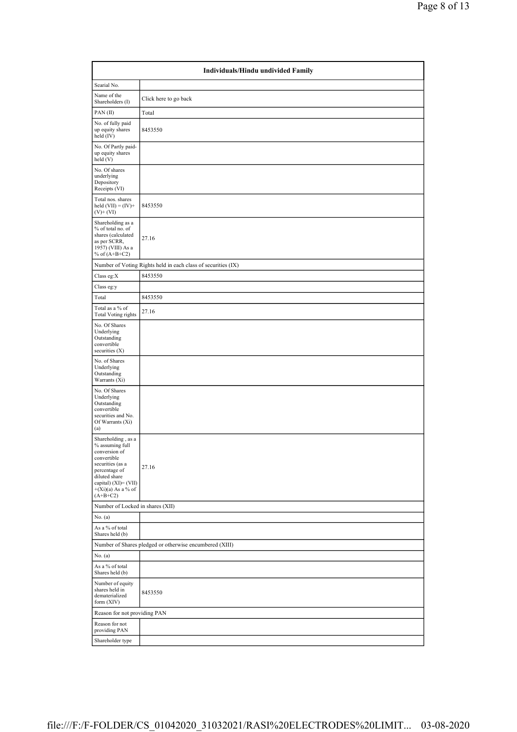| Individuals/Hindu undivided Family | |
|---|---|
| Searial No. | |
| Name of the Shareholders (I) | Click here to go back |
| PAN (II) | Total |
| No. of fully paid up equity shares held (IV) | 8453550 |
| No. Of Partly paid-up equity shares held (V) | |
| No. Of shares underlying Depository Receipts (VI) | |
| Total nos. shares held (VII) = (IV)+ (V)+ (VI) | 8453550 |
| Shareholding as a % of total no. of shares (calculated as per SCRR, 1957) (VIII) As a % of (A+B+C2) | 27.16 |
| Number of Voting Rights held in each class of securities (IX) | |
| Class eg:X | 8453550 |
| Class eg:y | |
| Total | 8453550 |
| Total as a % of Total Voting rights | 27.16 |
| No. Of Shares Underlying Outstanding convertible securities (X) | |
| No. of Shares Underlying Outstanding Warrants (Xi) | |
| No. Of Shares Underlying Outstanding convertible securities and No. Of Warrants (Xi) (a) | |
| Shareholding , as a % assuming full conversion of convertible securities (as a percentage of diluted share capital) (XI)= (VII) +(Xi)(a) As a % of (A+B+C2) | 27.16 |
| Number of Locked in shares (XII) | |
| No. (a) | |
| As a % of total Shares held (b) | |
| Number of Shares pledged or otherwise encumbered (XIII) | |
| No. (a) | |
| As a % of total Shares held (b) | |
| Number of equity shares held in dematerialized form (XIV) | 8453550 |
| Reason for not providing PAN | |
| Reason for not providing PAN | |
| Shareholder type | |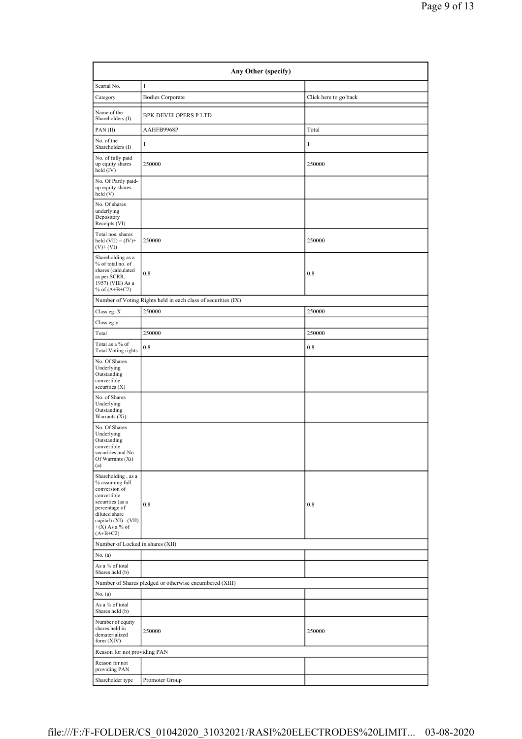| Any Other (specify) | | |
|---|---|---|
| Searial No. | 1 | |
| Category | Bodies Corporate | Click here to go back |
| Name of the Shareholders (I) | BPK DEVELOPERS P LTD | |
| PAN (II) | AAHFB9968P | Total |
| No. of the Shareholders (I) | 1 | 1 |
| No. of fully paid up equity shares held (IV) | 250000 | 250000 |
| No. Of Partly paid-up equity shares held (V) | | |
| No. Of shares underlying Depository Receipts (VI) | | |
| Total nos. shares held (VII) = (IV)+(V)+ (VI) | 250000 | 250000 |
| Shareholding as a % of total no. of shares (calculated as per SCRR, 1957) (VIII) As a % of (A+B+C2) | 0.8 | 0.8 |
| Number of Voting Rights held in each class of securities (IX) | | |
| Class eg: X | 250000 | 250000 |
| Class eg:y | | |
| Total | 250000 | 250000 |
| Total as a % of Total Voting rights | 0.8 | 0.8 |
| No. Of Shares Underlying Outstanding convertible securities (X) | | |
| No. of Shares Underlying Outstanding Warrants (Xi) | | |
| No. Of Shares Underlying Outstanding convertible securities and No. Of Warrants (Xi) (a) | | |
| Shareholding , as a % assuming full conversion of convertible securities (as a percentage of diluted share capital) (XI)= (VII) +(X) As a % of (A+B+C2) | 0.8 | 0.8 |
| Number of Locked in shares (XII) | | |
| No. (a) | | |
| As a % of total Shares held (b) | | |
| Number of Shares pledged or otherwise encumbered (XIII) | | |
| No. (a) | | |
| As a % of total Shares held (b) | | |
| Number of equity shares held in dematerialized form (XIV) | 250000 | 250000 |
| Reason for not providing PAN | | |
| Reason for not providing PAN | | |
| Shareholder type | Promoter Group | |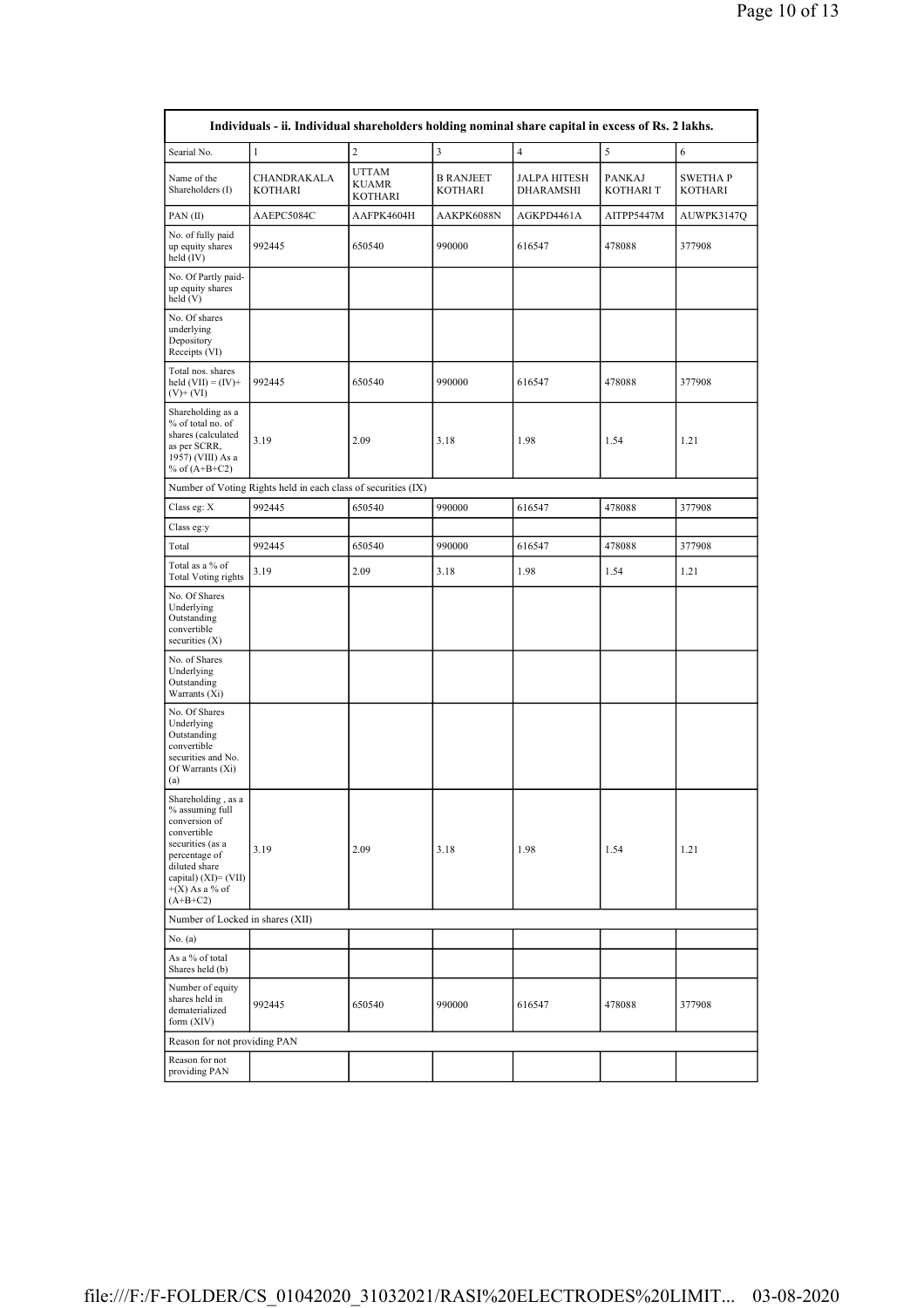| Individuals - ii. Individual shareholders holding nominal share capital in excess of Rs. 2 lakhs. | | | | | | |
|---|---|---|---|---|---|---|
| Searial No. | 1 | 2 | 3 | 4 | 5 | 6 |
| Name of the Shareholders (I) | CHANDRAKALA KOTHARI | UTTAM KUAMR KOTHARI | B RANJEET KOTHARI | JALPA HITESH DHARAMSHI | PANKAJ KOTHARI T | SWETHA P KOTHARI |
| PAN (II) | AAEPC5084C | AAFPK4604H | AAKPK6088N | AGKPD4461A | AITPP5447M | AUWPK3147Q |
| No. of fully paid up equity shares held (IV) | 992445 | 650540 | 990000 | 616547 | 478088 | 377908 |
| No. Of Partly paid-up equity shares held (V) | | | | | | |
| No. Of shares underlying Depository Receipts (VI) | | | | | | |
| Total nos. shares held (VII) = (IV)+(V)+ (VI) | 992445 | 650540 | 990000 | 616547 | 478088 | 377908 |
| Shareholding as a % of total no. of shares (calculated as per SCRR, 1957) (VIII) As a % of (A+B+C2) | 3.19 | 2.09 | 3.18 | 1.98 | 1.54 | 1.21 |
| Number of Voting Rights held in each class of securities (IX) | | | | | | |
| Class eg: X | 992445 | 650540 | 990000 | 616547 | 478088 | 377908 |
| Class eg:y | | | | | | |
| Total | 992445 | 650540 | 990000 | 616547 | 478088 | 377908 |
| Total as a % of Total Voting rights | 3.19 | 2.09 | 3.18 | 1.98 | 1.54 | 1.21 |
| No. Of Shares Underlying Outstanding convertible securities (X) | | | | | | |
| No. of Shares Underlying Outstanding Warrants (Xi) | | | | | | |
| No. Of Shares Underlying Outstanding convertible securities and No. Of Warrants (Xi) (a) | | | | | | |
| Shareholding , as a % assuming full conversion of convertible securities (as a percentage of diluted share capital) (XI)= (VII) +(X) As a % of (A+B+C2) | 3.19 | 2.09 | 3.18 | 1.98 | 1.54 | 1.21 |
| Number of Locked in shares (XII) | | | | | | |
| No. (a) | | | | | | |
| As a % of total Shares held (b) | | | | | | |
| Number of equity shares held in dematerialized form (XIV) | 992445 | 650540 | 990000 | 616547 | 478088 | 377908 |
| Reason for not providing PAN | | | | | | |
| Reason for not providing PAN | | | | | | |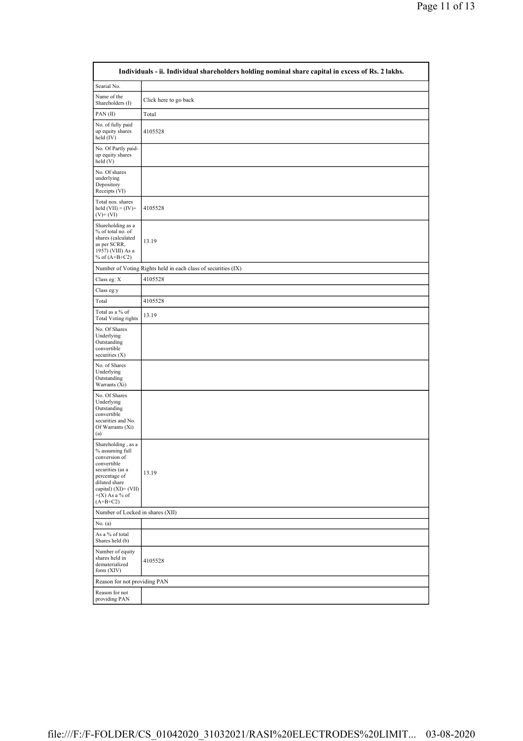| Individuals - ii. Individual shareholders holding nominal share capital in excess of Rs. 2 lakhs. | |
|---|---|
| Searial No. | |
| Name of the Shareholders (I) | Click here to go back |
| PAN (II) | Total |
| No. of fully paid up equity shares held (IV) | 4105528 |
| No. Of Partly paid-up equity shares held (V) | |
| No. Of shares underlying Depository Receipts (VI) | |
| Total nos. shares held (VII) = (IV)+ (V)+ (VI) | 4105528 |
| Shareholding as a % of total no. of shares (calculated as per SCRR, 1957) (VIII) As a % of (A+B+C2) | 13.19 |
| Number of Voting Rights held in each class of securities (IX) | |
| Class eg: X | 4105528 |
| Class eg:y | |
| Total | 4105528 |
| Total as a % of Total Voting rights | 13.19 |
| No. Of Shares Underlying Outstanding convertible securities (X) | |
| No. of Shares Underlying Outstanding Warrants (Xi) | |
| No. Of Shares Underlying Outstanding convertible securities and No. Of Warrants (Xi) (a) | |
| Shareholding , as a % assuming full conversion of convertible securities (as a percentage of diluted share capital) (XI)= (VII) +(X) As a % of (A+B+C2) | 13.19 |
| Number of Locked in shares (XII) | |
| No. (a) | |
| As a % of total Shares held (b) | |
| Number of equity shares held in dematerialized form (XIV) | 4105528 |
| Reason for not providing PAN | |
| Reason for not providing PAN | |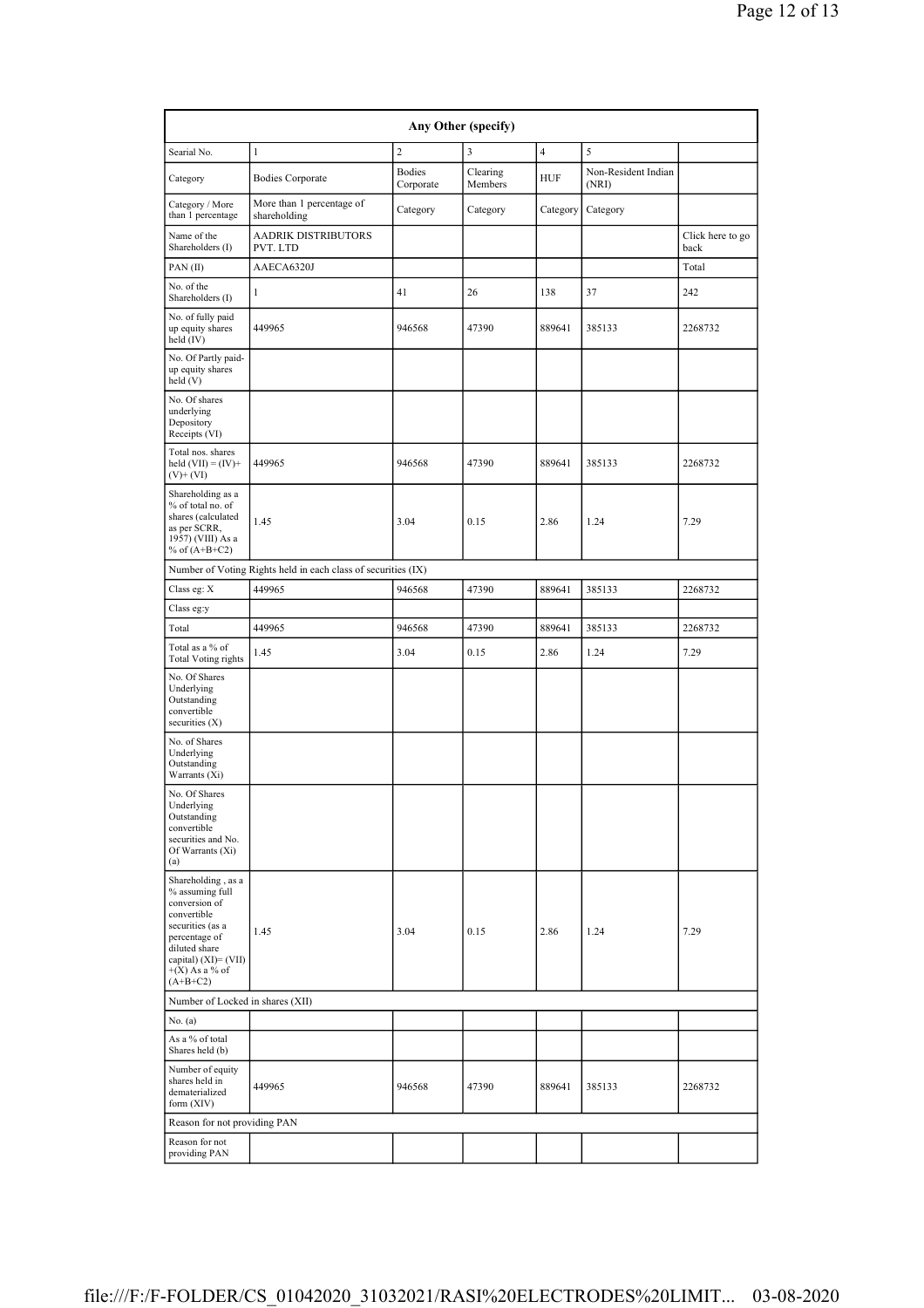| Any Other (specify) | | | | | | |
|---|---|---|---|---|---|---|
| Searial No. | 1 | 2 | 3 | 4 | 5 | |
| Category | Bodies Corporate | Bodies Corporate | Clearing Members | HUF | Non-Resident Indian (NRI) | |
| Category / More than 1 percentage | More than 1 percentage of shareholding | Category | Category | Category | Category | |
| Name of the Shareholders (I) | AADRIK DISTRIBUTORS PVT. LTD | | | | | Click here to go back |
| PAN (II) | AAECA6320J | | | | | Total |
| No. of the Shareholders (I) | 1 | 41 | 26 | 138 | 37 | 242 |
| No. of fully paid up equity shares held (IV) | 449965 | 946568 | 47390 | 889641 | 385133 | 2268732 |
| No. Of Partly paid-up equity shares held (V) | | | | | | |
| No. Of shares underlying Depository Receipts (VI) | | | | | | |
| Total nos. shares held (VII) = (IV)+ (V)+ (VI) | 449965 | 946568 | 47390 | 889641 | 385133 | 2268732 |
| Shareholding as a % of total no. of shares (calculated as per SCRR, 1957) (VIII) As a % of (A+B+C2) | 1.45 | 3.04 | 0.15 | 2.86 | 1.24 | 7.29 |
| Number of Voting Rights held in each class of securities (IX) | | | | | | |
| Class eg: X | 449965 | 946568 | 47390 | 889641 | 385133 | 2268732 |
| Class eg:y | | | | | | |
| Total | 449965 | 946568 | 47390 | 889641 | 385133 | 2268732 |
| Total as a % of Total Voting rights | 1.45 | 3.04 | 0.15 | 2.86 | 1.24 | 7.29 |
| No. Of Shares Underlying Outstanding convertible securities (X) | | | | | | |
| No. of Shares Underlying Outstanding Warrants (Xi) | | | | | | |
| No. Of Shares Underlying Outstanding convertible securities and No. Of Warrants (Xi) (a) | | | | | | |
| Shareholding , as a % assuming full conversion of convertible securities (as a percentage of diluted share capital) (XI)= (VII) +(X) As a % of (A+B+C2) | 1.45 | 3.04 | 0.15 | 2.86 | 1.24 | 7.29 |
| Number of Locked in shares (XII) | | | | | | |
| No. (a) | | | | | | |
| As a % of total Shares held (b) | | | | | | |
| Number of equity shares held in dematerialized form (XIV) | 449965 | 946568 | 47390 | 889641 | 385133 | 2268732 |
| Reason for not providing PAN | | | | | | |
| Reason for not providing PAN | | | | | | |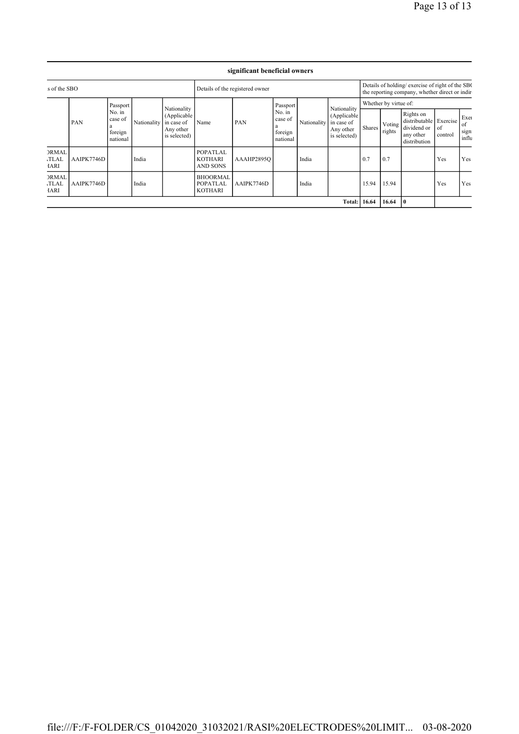**significant beneficial owners**

| s of the SBO | | | | | Details of the registered owner | | | | | Details of holding/ exercise of right of the SBO the reporting company, whether direct or indir | | | | |
|---|---|---|---|---|---|---|---|---|---|---|---|---|---|---|
| | | | | | | | | | | Whether by virtue of: | | | | |
| | PAN | Passport No. in case of a foreign national | Nationality | Nationality (Applicable in case of Any other is selected) | Name | PAN | Passport No. in case of a foreign national | Nationality | Nationality (Applicable in case of Any other is selected) | Shares | Voting rights | Rights on distributable dividend or any other distribution | Exercise of control | Exer of sign influ |
| ORMAL ATLAL HARI | AAIPK7746D | | India | | POPATLAL KOTHARI AND SONS | AAAHP2895Q | | India | | 0.7 | 0.7 | | Yes | Yes |
| ORMAL ATLAL HARI | AAIPK7746D | | India | | BHOORMAL POPATLAL KOTHARI | AAIPK7746D | | India | | 15.94 | 15.94 | | Yes | Yes |
| | | | | | | | | | **Total:** | **16.64** | **16.64** | **0** | | |

file:///F:/F-FOLDER/CS_01042020_31032021/RASI%20ELECTRODES%20LIMIT... 03-08-2020